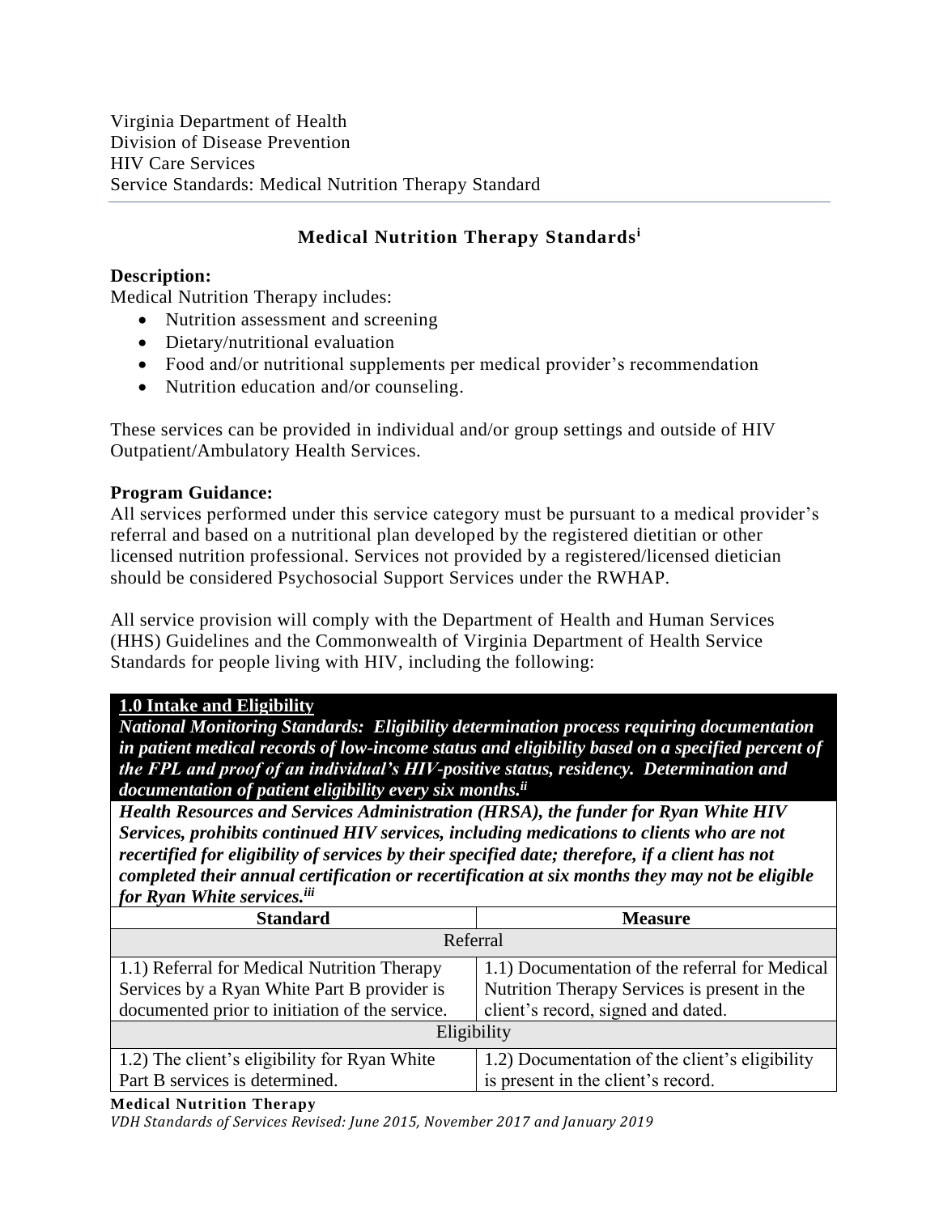Virginia Department of Health
Division of Disease Prevention
HIV Care Services
Service Standards: Medical Nutrition Therapy Standard

# Medical Nutrition Therapy Standards[i]

**Description:**
Medical Nutrition Therapy includes:

- Nutrition assessment and screening
- Dietary/nutritional evaluation
- Food and/or nutritional supplements per medical provider's recommendation
- Nutrition education and/or counseling.

These services can be provided in individual and/or group settings and outside of HIV Outpatient/Ambulatory Health Services.

**Program Guidance:**
All services performed under this service category must be pursuant to a medical provider's referral and based on a nutritional plan developed by the registered dietitian or other licensed nutrition professional. Services not provided by a registered/licensed dietician should be considered Psychosocial Support Services under the RWHAP.

All service provision will comply with the Department of Health and Human Services (HHS) Guidelines and the Commonwealth of Virginia Department of Health Service Standards for people living with HIV, including the following:

**1.0 Intake and Eligibility**

***National Monitoring Standards: Eligibility determination process requiring documentation in patient medical records of low-income status and eligibility based on a specified percent of the FPL and proof of an individual's HIV-positive status, residency. Determination and documentation of patient eligibility every six months.[ii]***

***Health Resources and Services Administration (HRSA), the funder for Ryan White HIV Services, prohibits continued HIV services, including medications to clients who are not recertified for eligibility of services by their specified date; therefore, if a client has not completed their annual certification or recertification at six months they may not be eligible for Ryan White services.[iii]***

| Standard | Measure |
|---|---|
| Referral | |
| 1.1) Referral for Medical Nutrition Therapy Services by a Ryan White Part B provider is documented prior to initiation of the service. | 1.1) Documentation of the referral for Medical Nutrition Therapy Services is present in the client's record, signed and dated. |
| Eligibility | |
| 1.2) The client's eligibility for Ryan White Part B services is determined. | 1.2) Documentation of the client's eligibility is present in the client's record. |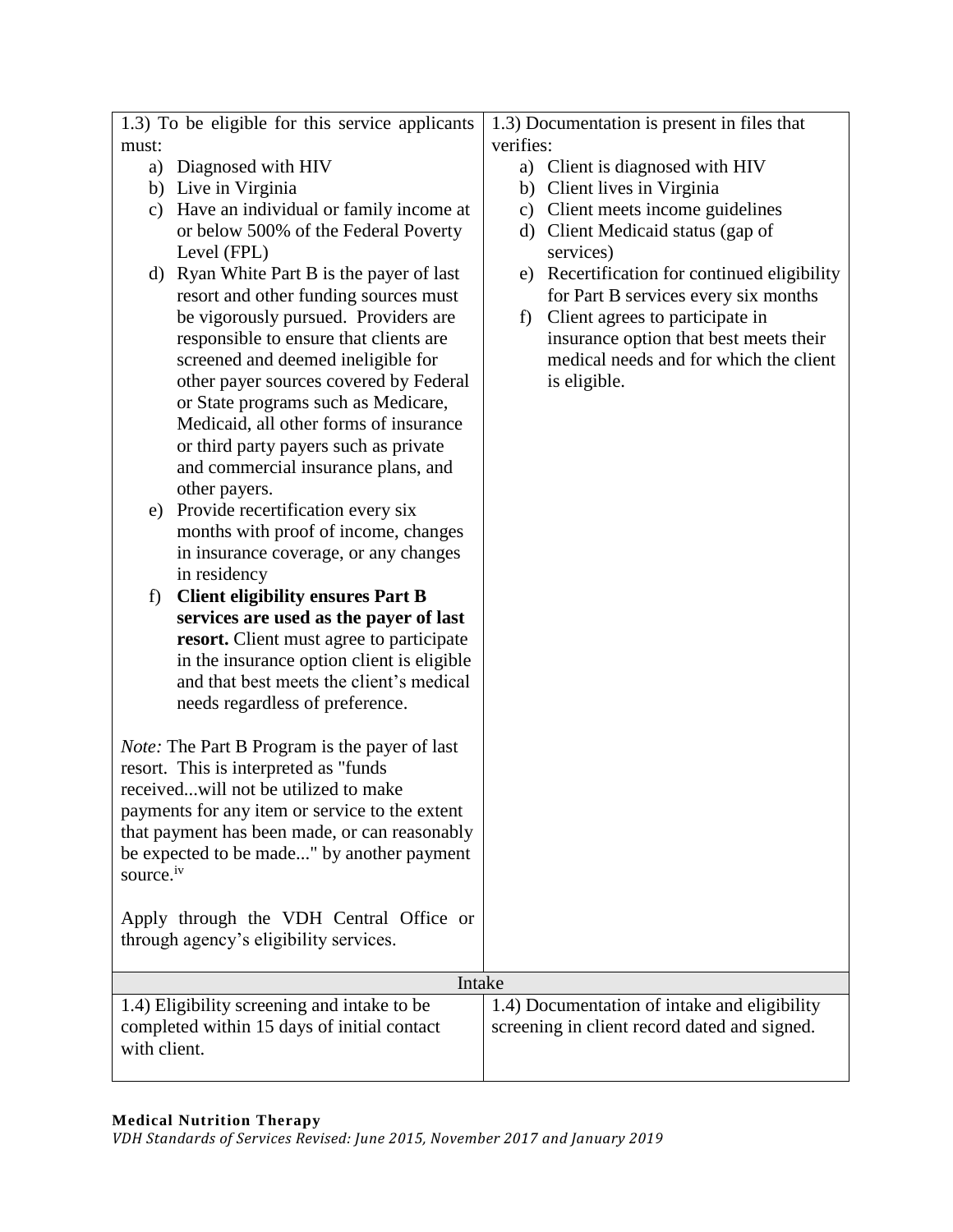| | |
|---|---|
| 1.3) To be eligible for this service applicants must:<br>a) Diagnosed with HIV<br>b) Live in Virginia<br>c) Have an individual or family income at or below 500% of the Federal Poverty Level (FPL)<br>d) Ryan White Part B is the payer of last resort and other funding sources must be vigorously pursued. Providers are responsible to ensure that clients are screened and deemed ineligible for other payer sources covered by Federal or State programs such as Medicare, Medicaid, all other forms of insurance or third party payers such as private and commercial insurance plans, and other payers.<br>e) Provide recertification every six months with proof of income, changes in insurance coverage, or any changes in residency<br>f) **Client eligibility ensures Part B services are used as the payer of last resort.** Client must agree to participate in the insurance option client is eligible and that best meets the client's medical needs regardless of preference.<br><br>*Note:* The Part B Program is the payer of last resort. This is interpreted as "funds received...will not be utilized to make payments for any item or service to the extent that payment has been made, or can reasonably be expected to be made..." by another payment source.[iv]<br><br>Apply through the VDH Central Office or through agency's eligibility services. | 1.3) Documentation is present in files that verifies:<br>a) Client is diagnosed with HIV<br>b) Client lives in Virginia<br>c) Client meets income guidelines<br>d) Client Medicaid status (gap of services)<br>e) Recertification for continued eligibility for Part B services every six months<br>f) Client agrees to participate in insurance option that best meets their medical needs and for which the client is eligible. |
| **Intake** | |
| 1.4) Eligibility screening and intake to be completed within 15 days of initial contact with client. | 1.4) Documentation of intake and eligibility screening in client record dated and signed. |

**Medical Nutrition Therapy**
*VDH Standards of Services Revised: June 2015, November 2017 and January 2019*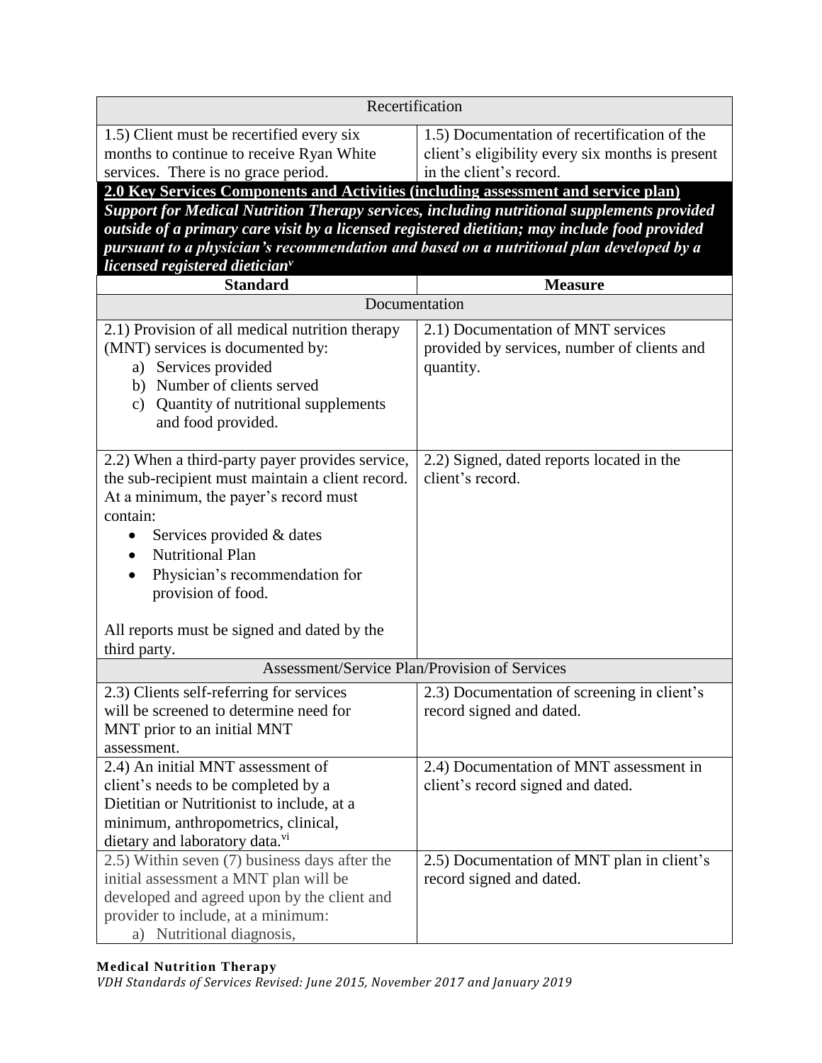| Recertification | |
|---|---|
| 1.5) Client must be recertified every six months to continue to receive Ryan White services. There is no grace period. | 1.5) Documentation of recertification of the client's eligibility every six months is present in the client's record. |

**2.0 Key Services Components and Activities (including assessment and service plan)**

***Support for Medical Nutrition Therapy services, including nutritional supplements provided outside of a primary care visit by a licensed registered dietitian; may include food provided pursuant to a physician's recommendation and based on a nutritional plan developed by a licensed registered dietician***[v]

| Standard | Measure |
|---|---|
| **Documentation** | |
| 2.1) Provision of all medical nutrition therapy (MNT) services is documented by:<br>a) Services provided<br>b) Number of clients served<br>c) Quantity of nutritional supplements and food provided. | 2.1) Documentation of MNT services provided by services, number of clients and quantity. |
| 2.2) When a third-party payer provides service, the sub-recipient must maintain a client record. At a minimum, the payer's record must contain:<br>• Services provided & dates<br>• Nutritional Plan<br>• Physician's recommendation for provision of food.<br><br>All reports must be signed and dated by the third party. | 2.2) Signed, dated reports located in the client's record. |
| **Assessment/Service Plan/Provision of Services** | |
| 2.3) Clients self-referring for services will be screened to determine need for MNT prior to an initial MNT assessment. | 2.3) Documentation of screening in client's record signed and dated. |
| 2.4) An initial MNT assessment of client's needs to be completed by a Dietitian or Nutritionist to include, at a minimum, anthropometrics, clinical, dietary and laboratory data.[vi] | 2.4) Documentation of MNT assessment in client's record signed and dated. |
| 2.5) Within seven (7) business days after the initial assessment a MNT plan will be developed and agreed upon by the client and provider to include, at a minimum:<br>a) Nutritional diagnosis, | 2.5) Documentation of MNT plan in client's record signed and dated. |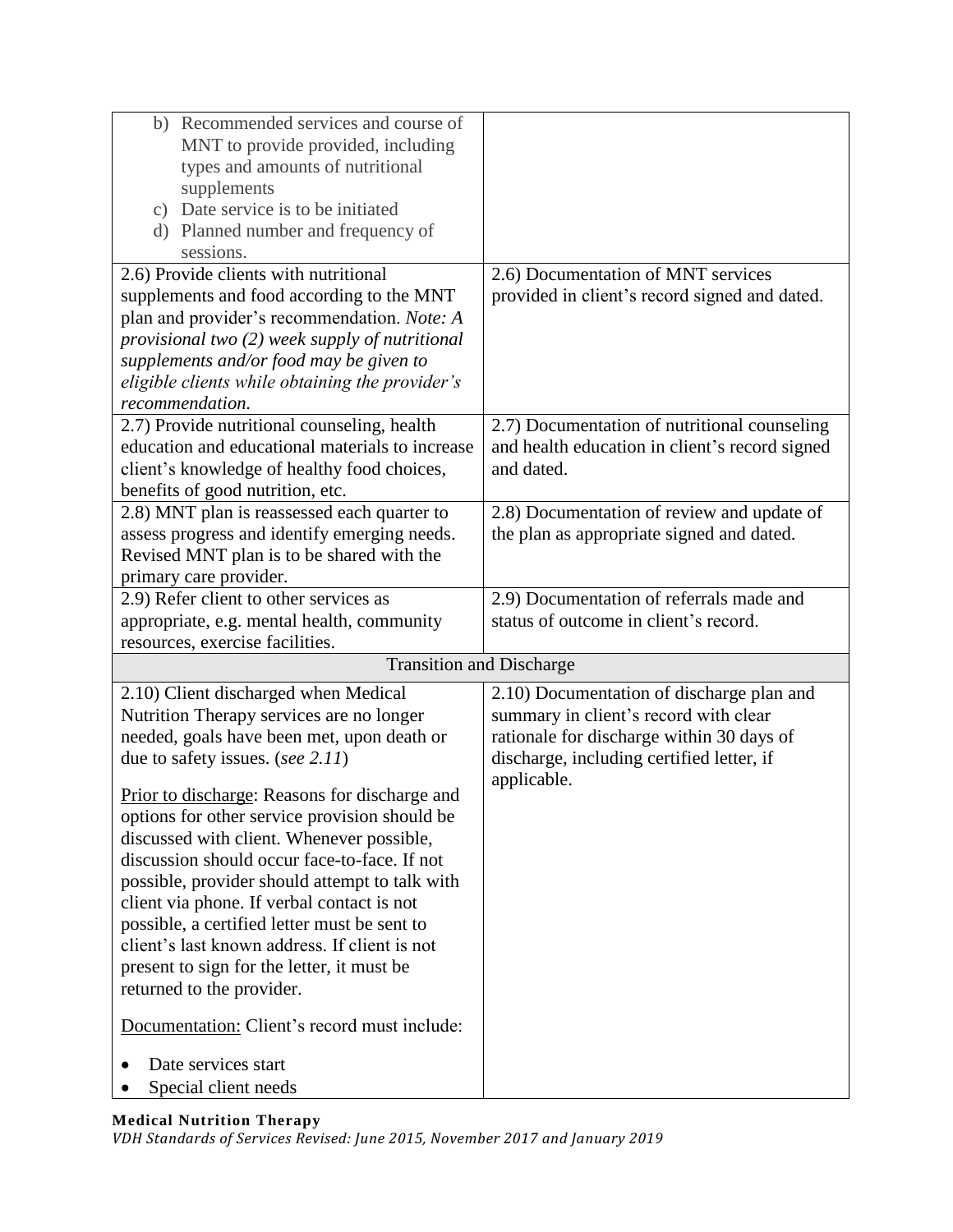| | |
|---|---|
| b) Recommended services and course of MNT to provide provided, including types and amounts of nutritional supplements<br>c) Date service is to be initiated<br>d) Planned number and frequency of sessions. | |
| 2.6) Provide clients with nutritional supplements and food according to the MNT plan and provider's recommendation. *Note: A provisional two (2) week supply of nutritional supplements and/or food may be given to eligible clients while obtaining the provider's recommendation.* | 2.6) Documentation of MNT services provided in client's record signed and dated. |
| 2.7) Provide nutritional counseling, health education and educational materials to increase client's knowledge of healthy food choices, benefits of good nutrition, etc. | 2.7) Documentation of nutritional counseling and health education in client's record signed and dated. |
| 2.8) MNT plan is reassessed each quarter to assess progress and identify emerging needs. Revised MNT plan is to be shared with the primary care provider. | 2.8) Documentation of review and update of the plan as appropriate signed and dated. |
| 2.9) Refer client to other services as appropriate, e.g. mental health, community resources, exercise facilities. | 2.9) Documentation of referrals made and status of outcome in client's record. |
| **Transition and Discharge** | |
| 2.10) Client discharged when Medical Nutrition Therapy services are no longer needed, goals have been met, upon death or due to safety issues. (*see 2.11*)<br><br><u>Prior to discharge</u>: Reasons for discharge and options for other service provision should be discussed with client. Whenever possible, discussion should occur face-to-face. If not possible, provider should attempt to talk with client via phone. If verbal contact is not possible, a certified letter must be sent to client's last known address. If client is not present to sign for the letter, it must be returned to the provider.<br><br><u>Documentation:</u> Client's record must include:<br>• Date services start<br>• Special client needs | 2.10) Documentation of discharge plan and summary in client's record with clear rationale for discharge within 30 days of discharge, including certified letter, if applicable. |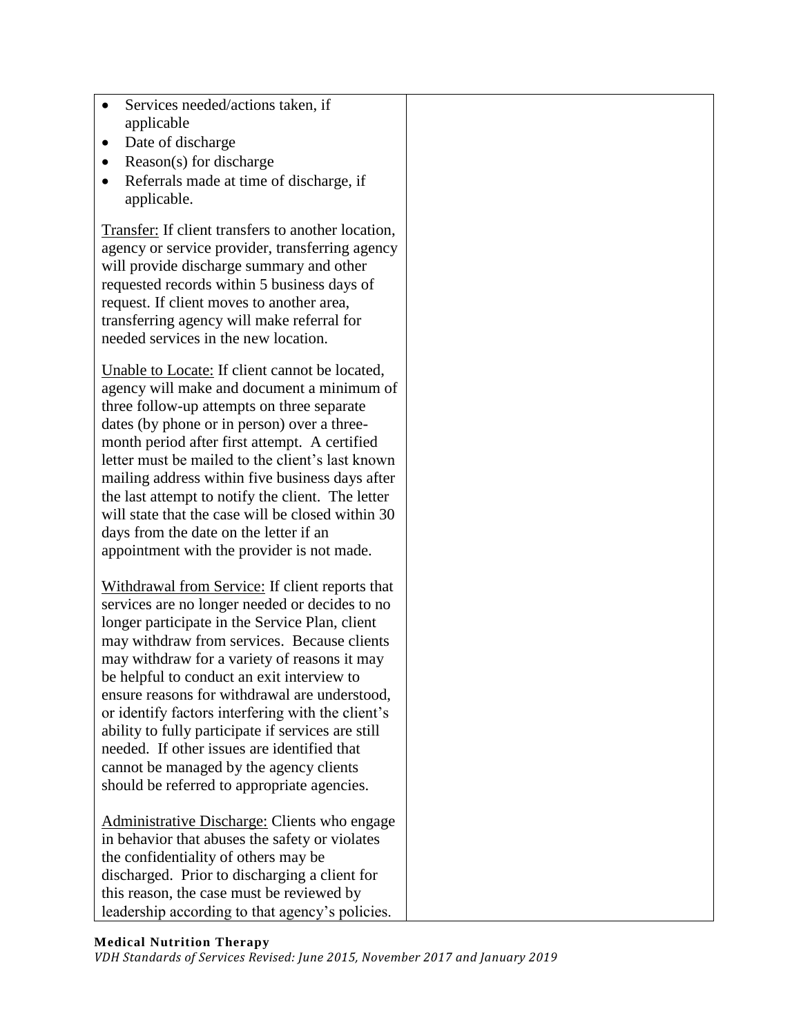| | |
|---|---|
| • Services needed/actions taken, if applicable<br>• Date of discharge<br>• Reason(s) for discharge<br>• Referrals made at time of discharge, if applicable.<br><br><u>Transfer:</u> If client transfers to another location, agency or service provider, transferring agency will provide discharge summary and other requested records within 5 business days of request. If client moves to another area, transferring agency will make referral for needed services in the new location.<br><br><u>Unable to Locate:</u> If client cannot be located, agency will make and document a minimum of three follow-up attempts on three separate dates (by phone or in person) over a three-month period after first attempt. A certified letter must be mailed to the client's last known mailing address within five business days after the last attempt to notify the client. The letter will state that the case will be closed within 30 days from the date on the letter if an appointment with the provider is not made.<br><br><u>Withdrawal from Service:</u> If client reports that services are no longer needed or decides to no longer participate in the Service Plan, client may withdraw from services. Because clients may withdraw for a variety of reasons it may be helpful to conduct an exit interview to ensure reasons for withdrawal are understood, or identify factors interfering with the client's ability to fully participate if services are still needed. If other issues are identified that cannot be managed by the agency clients should be referred to appropriate agencies.<br><br><u>Administrative Discharge:</u> Clients who engage in behavior that abuses the safety or violates the confidentiality of others may be discharged. Prior to discharging a client for this reason, the case must be reviewed by leadership according to that agency's policies. | |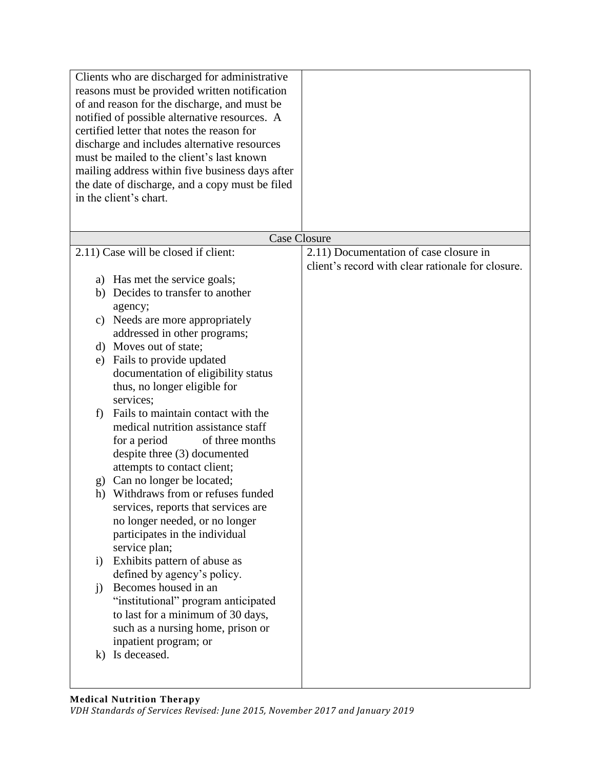| | |
|---|---|
| Clients who are discharged for administrative reasons must be provided written notification of and reason for the discharge, and must be notified of possible alternative resources. A certified letter that notes the reason for discharge and includes alternative resources must be mailed to the client's last known mailing address within five business days after the date of discharge, and a copy must be filed in the client's chart. | |
| **Case Closure** | |
| 2.11) Case will be closed if client:<br><br>a) Has met the service goals;<br>b) Decides to transfer to another agency;<br>c) Needs are more appropriately addressed in other programs;<br>d) Moves out of state;<br>e) Fails to provide updated documentation of eligibility status thus, no longer eligible for services;<br>f) Fails to maintain contact with the medical nutrition assistance staff for a period of three months despite three (3) documented attempts to contact client;<br>g) Can no longer be located;<br>h) Withdraws from or refuses funded services, reports that services are no longer needed, or no longer participates in the individual service plan;<br>i) Exhibits pattern of abuse as defined by agency's policy.<br>j) Becomes housed in an "institutional" program anticipated to last for a minimum of 30 days, such as a nursing home, prison or inpatient program; or<br>k) Is deceased. | 2.11) Documentation of case closure in client's record with clear rationale for closure. |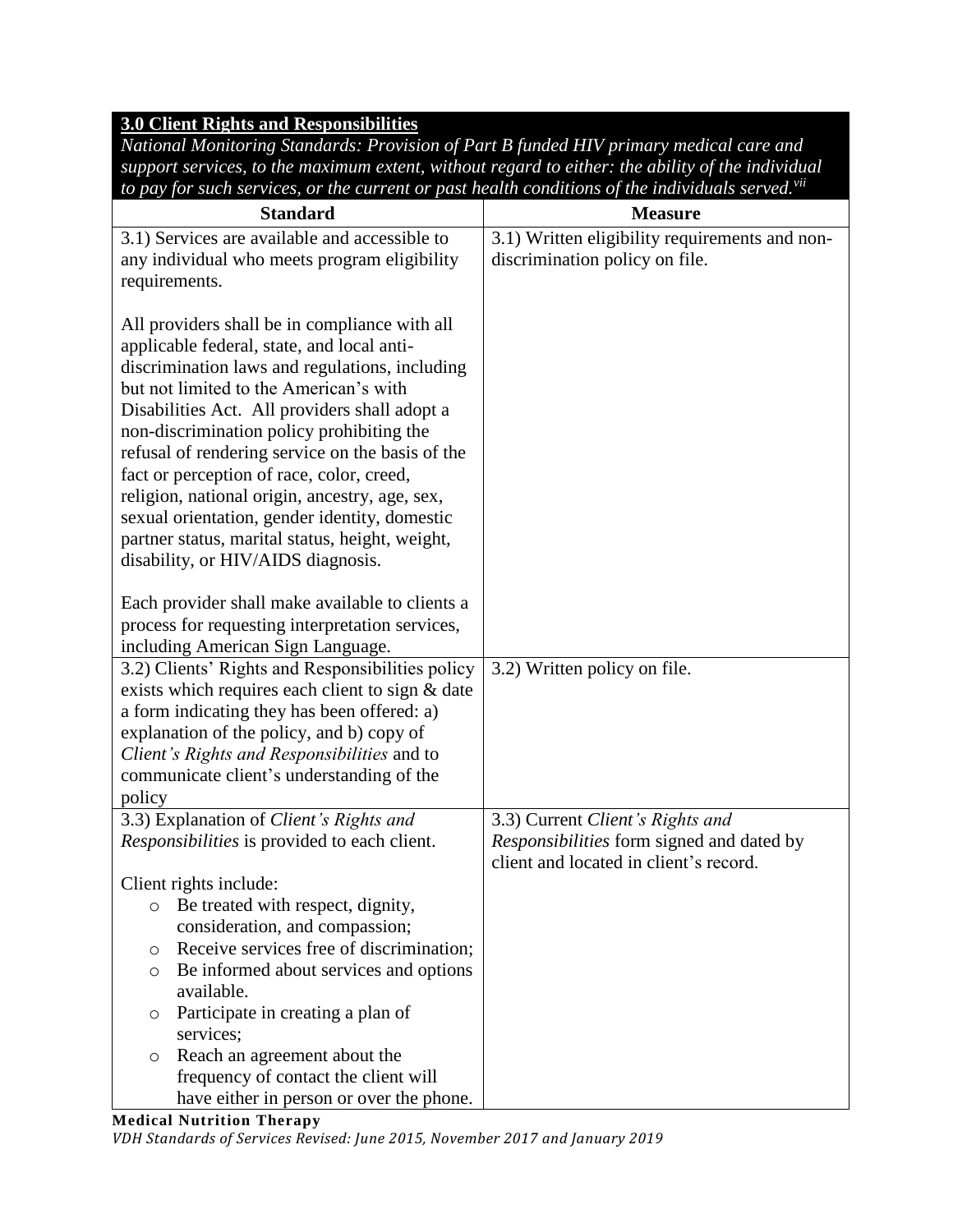| **3.0 Client Rights and Responsibilities**<br>*National Monitoring Standards: Provision of Part B funded HIV primary medical care and support services, to the maximum extent, without regard to either: the ability of the individual to pay for such services, or the current or past health conditions of the individuals served.*[vii] | |
|---|---|
| **Standard** | **Measure** |
| 3.1) Services are available and accessible to any individual who meets program eligibility requirements.<br><br>All providers shall be in compliance with all applicable federal, state, and local anti-discrimination laws and regulations, including but not limited to the American's with Disabilities Act. All providers shall adopt a non-discrimination policy prohibiting the refusal of rendering service on the basis of the fact or perception of race, color, creed, religion, national origin, ancestry, age, sex, sexual orientation, gender identity, domestic partner status, marital status, height, weight, disability, or HIV/AIDS diagnosis.<br><br>Each provider shall make available to clients a process for requesting interpretation services, including American Sign Language. | 3.1) Written eligibility requirements and non-discrimination policy on file. |
| 3.2) Clients' Rights and Responsibilities policy exists which requires each client to sign & date a form indicating they has been offered: a) explanation of the policy, and b) copy of *Client's Rights and Responsibilities* and to communicate client's understanding of the policy | 3.2) Written policy on file. |
| 3.3) Explanation of *Client's Rights and Responsibilities* is provided to each client.<br><br>Client rights include:<br>- Be treated with respect, dignity, consideration, and compassion;<br>- Receive services free of discrimination;<br>- Be informed about services and options available.<br>- Participate in creating a plan of services;<br>- Reach an agreement about the frequency of contact the client will have either in person or over the phone. | 3.3) Current *Client's Rights and Responsibilities* form signed and dated by client and located in client's record. |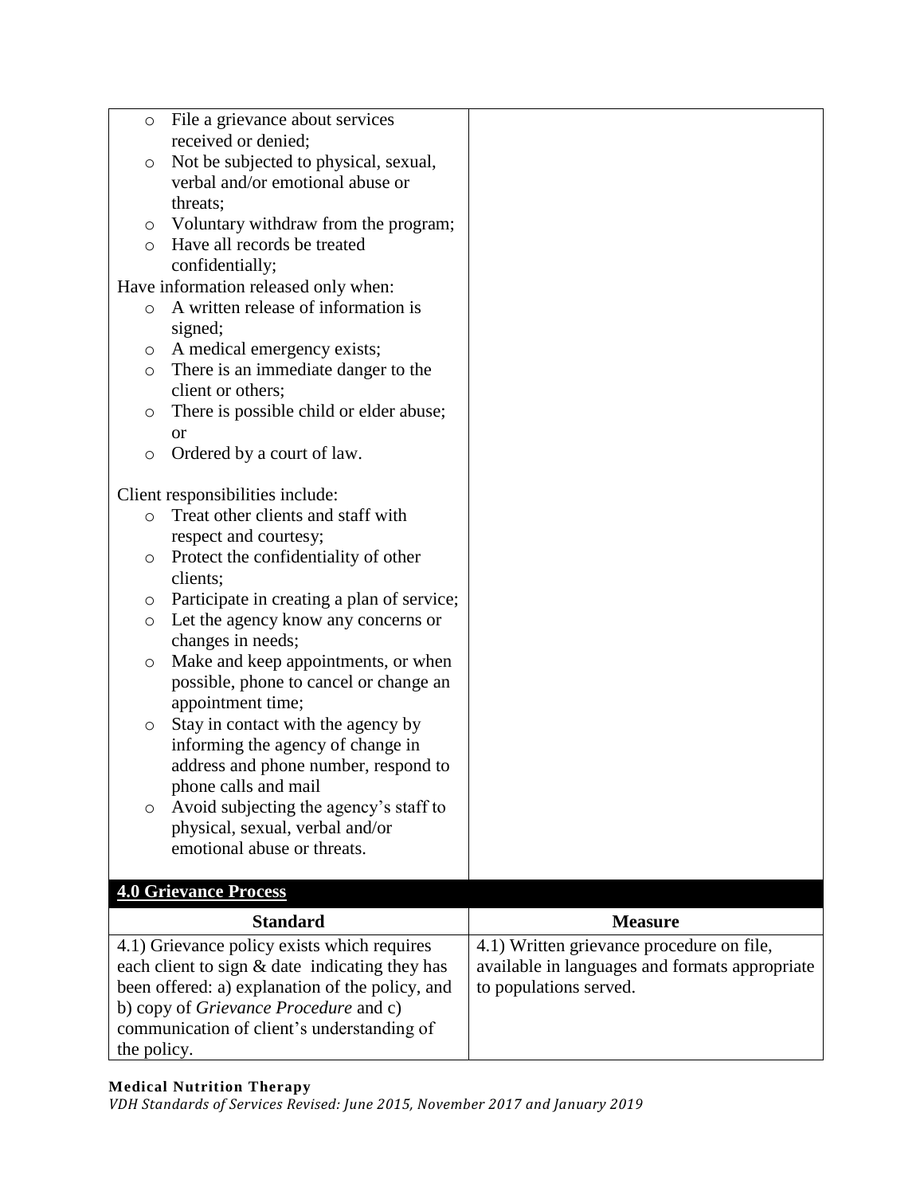| | |
|---|---|
| ○ File a grievance about services received or denied;<br>○ Not be subjected to physical, sexual, verbal and/or emotional abuse or threats;<br>○ Voluntary withdraw from the program;<br>○ Have all records be treated confidentially;<br>Have information released only when:<br>○ A written release of information is signed;<br>○ A medical emergency exists;<br>○ There is an immediate danger to the client or others;<br>○ There is possible child or elder abuse; or<br>○ Ordered by a court of law.<br><br>Client responsibilities include:<br>○ Treat other clients and staff with respect and courtesy;<br>○ Protect the confidentiality of other clients;<br>○ Participate in creating a plan of service;<br>○ Let the agency know any concerns or changes in needs;<br>○ Make and keep appointments, or when possible, phone to cancel or change an appointment time;<br>○ Stay in contact with the agency by informing the agency of change in address and phone number, respond to phone calls and mail<br>○ Avoid subjecting the agency's staff to physical, sexual, verbal and/or emotional abuse or threats. | |

**4.0 Grievance Process**

| Standard | Measure |
|---|---|
| 4.1) Grievance policy exists which requires each client to sign & date indicating they has been offered: a) explanation of the policy, and b) copy of *Grievance Procedure* and c) communication of client's understanding of the policy. | 4.1) Written grievance procedure on file, available in languages and formats appropriate to populations served. |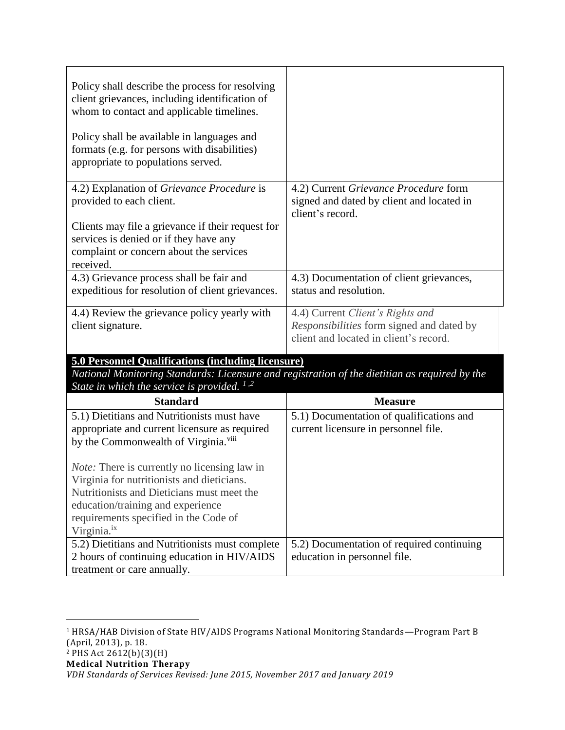| | |
|---|---|
| Policy shall describe the process for resolving client grievances, including identification of whom to contact and applicable timelines.<br><br>Policy shall be available in languages and formats (e.g. for persons with disabilities) appropriate to populations served. | |
| 4.2) Explanation of *Grievance Procedure* is provided to each client.<br><br>Clients may file a grievance if their request for services is denied or if they have any complaint or concern about the services received. | 4.2) Current *Grievance Procedure* form signed and dated by client and located in client's record. |
| 4.3) Grievance process shall be fair and expeditious for resolution of client grievances. | 4.3) Documentation of client grievances, status and resolution. |
| 4.4) Review the grievance policy yearly with client signature. | 4.4) Current *Client's Rights and Responsibilities* form signed and dated by client and located in client's record. |

**5.0 Personnel Qualifications (including licensure)**

*National Monitoring Standards: Licensure and registration of the dietitian as required by the State in which the service is provided.* [1,2]

| Standard | Measure |
|---|---|
| 5.1) Dietitians and Nutritionists must have appropriate and current licensure as required by the Commonwealth of Virginia.[viii]<br><br>*Note:* There is currently no licensing law in Virginia for nutritionists and dieticians. Nutritionists and Dieticians must meet the education/training and experience requirements specified in the Code of Virginia.[ix] | 5.1) Documentation of qualifications and current licensure in personnel file. |
| 5.2) Dietitians and Nutritionists must complete 2 hours of continuing education in HIV/AIDS treatment or care annually. | 5.2) Documentation of required continuing education in personnel file. |

[1] HRSA/HAB Division of State HIV/AIDS Programs National Monitoring Standards—Program Part B (April, 2013), p. 18.

[2] PHS Act 2612(b)(3)(H)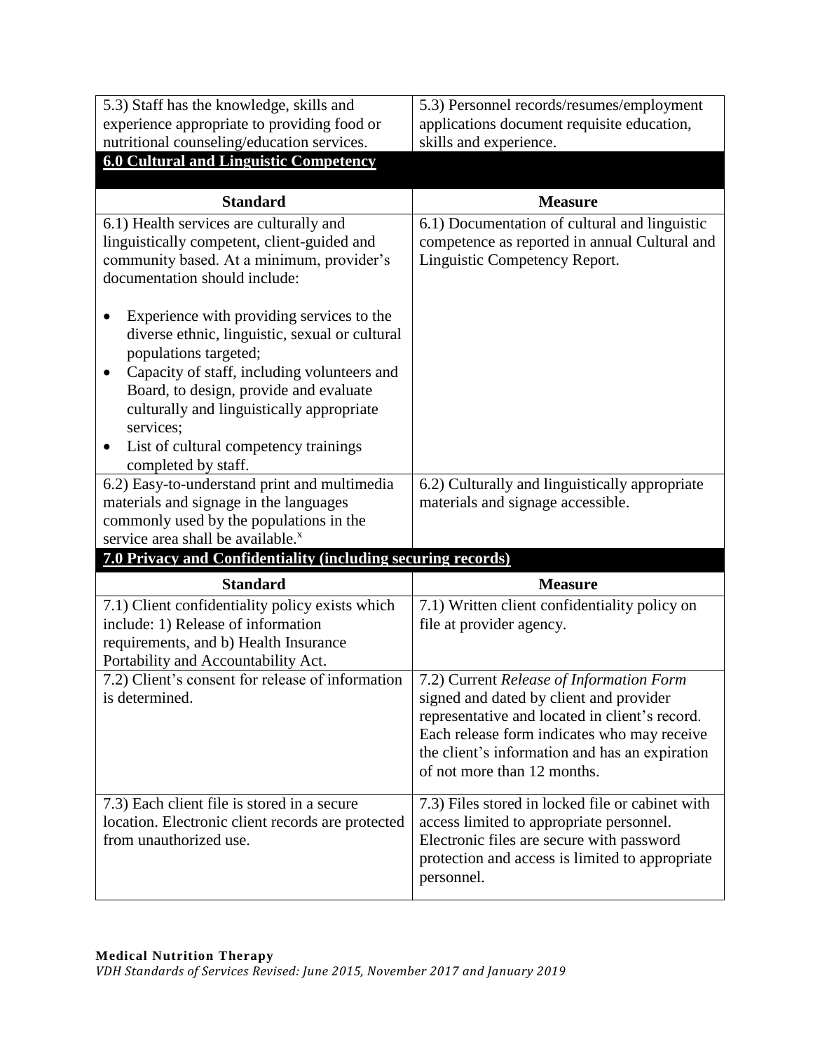| 5.3) Staff has the knowledge, skills and experience appropriate to providing food or nutritional counseling/education services. | 5.3) Personnel records/resumes/employment applications document requisite education, skills and experience. |
|---|---|

## 6.0 Cultural and Linguistic Competency

| Standard | Measure |
|---|---|
| 6.1) Health services are culturally and linguistically competent, client-guided and community based. At a minimum, provider's documentation should include:<br><br>• Experience with providing services to the diverse ethnic, linguistic, sexual or cultural populations targeted;<br>• Capacity of staff, including volunteers and Board, to design, provide and evaluate culturally and linguistically appropriate services;<br>• List of cultural competency trainings completed by staff. | 6.1) Documentation of cultural and linguistic competence as reported in annual Cultural and Linguistic Competency Report. |
| 6.2) Easy-to-understand print and multimedia materials and signage in the languages commonly used by the populations in the service area shall be available.[x] | 6.2) Culturally and linguistically appropriate materials and signage accessible. |

## 7.0 Privacy and Confidentiality (including securing records)

| Standard | Measure |
|---|---|
| 7.1) Client confidentiality policy exists which include: 1) Release of information requirements, and b) Health Insurance Portability and Accountability Act. | 7.1) Written client confidentiality policy on file at provider agency. |
| 7.2) Client's consent for release of information is determined. | 7.2) Current *Release of Information Form* signed and dated by client and provider representative and located in client's record. Each release form indicates who may receive the client's information and has an expiration of not more than 12 months. |
| 7.3) Each client file is stored in a secure location. Electronic client records are protected from unauthorized use. | 7.3) Files stored in locked file or cabinet with access limited to appropriate personnel. Electronic files are secure with password protection and access is limited to appropriate personnel. |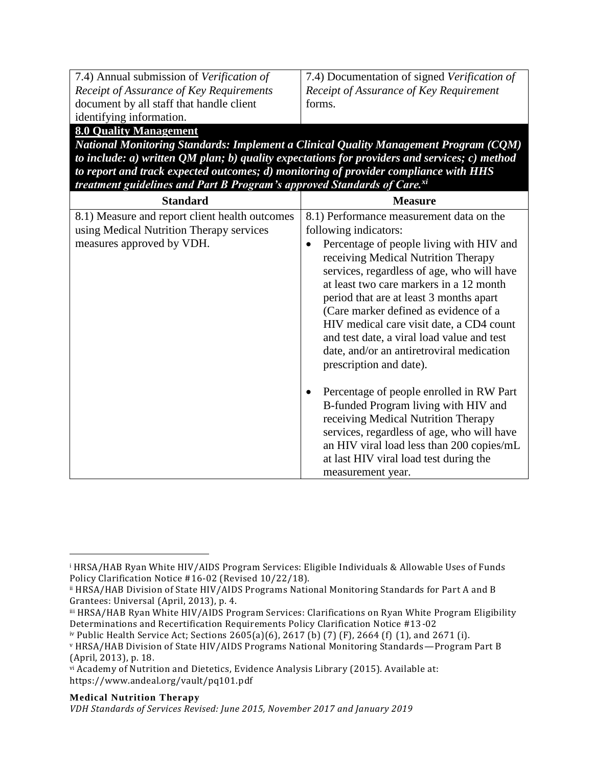| | |
|---|---|
| 7.4) Annual submission of *Verification of Receipt of Assurance of Key Requirements* document by all staff that handle client identifying information. | 7.4) Documentation of signed *Verification of Receipt of Assurance of Key Requirement* forms. |

**8.0 Quality Management**

***National Monitoring Standards: Implement a Clinical Quality Management Program (CQM) to include: a) written QM plan; b) quality expectations for providers and services; c) method to report and track expected outcomes; d) monitoring of provider compliance with HHS treatment guidelines and Part B Program's approved Standards of Care.[xi]***

| Standard | Measure |
|---|---|
| 8.1) Measure and report client health outcomes using Medical Nutrition Therapy services measures approved by VDH. | 8.1) Performance measurement data on the following indicators: <br>• Percentage of people living with HIV and receiving Medical Nutrition Therapy services, regardless of age, who will have at least two care markers in a 12 month period that are at least 3 months apart (Care marker defined as evidence of a HIV medical care visit date, a CD4 count and test date, a viral load value and test date, and/or an antiretroviral medication prescription and date). <br>• Percentage of people enrolled in RW Part B-funded Program living with HIV and receiving Medical Nutrition Therapy services, regardless of age, who will have an HIV viral load less than 200 copies/mL at last HIV viral load test during the measurement year. |

---

[i] HRSA/HAB Ryan White HIV/AIDS Program Services: Eligible Individuals & Allowable Uses of Funds Policy Clarification Notice #16-02 (Revised 10/22/18).

[ii] HRSA/HAB Division of State HIV/AIDS Programs National Monitoring Standards for Part A and B Grantees: Universal (April, 2013), p. 4.

[iii] HRSA/HAB Ryan White HIV/AIDS Program Services: Clarifications on Ryan White Program Eligibility Determinations and Recertification Requirements Policy Clarification Notice #13-02

[iv] Public Health Service Act; Sections 2605(a)(6), 2617 (b) (7) (F), 2664 (f) (1), and 2671 (i).

[v] HRSA/HAB Division of State HIV/AIDS Programs National Monitoring Standards—Program Part B (April, 2013), p. 18.

[vi] Academy of Nutrition and Dietetics, Evidence Analysis Library (2015). Available at: https://www.andeal.org/vault/pq101.pdf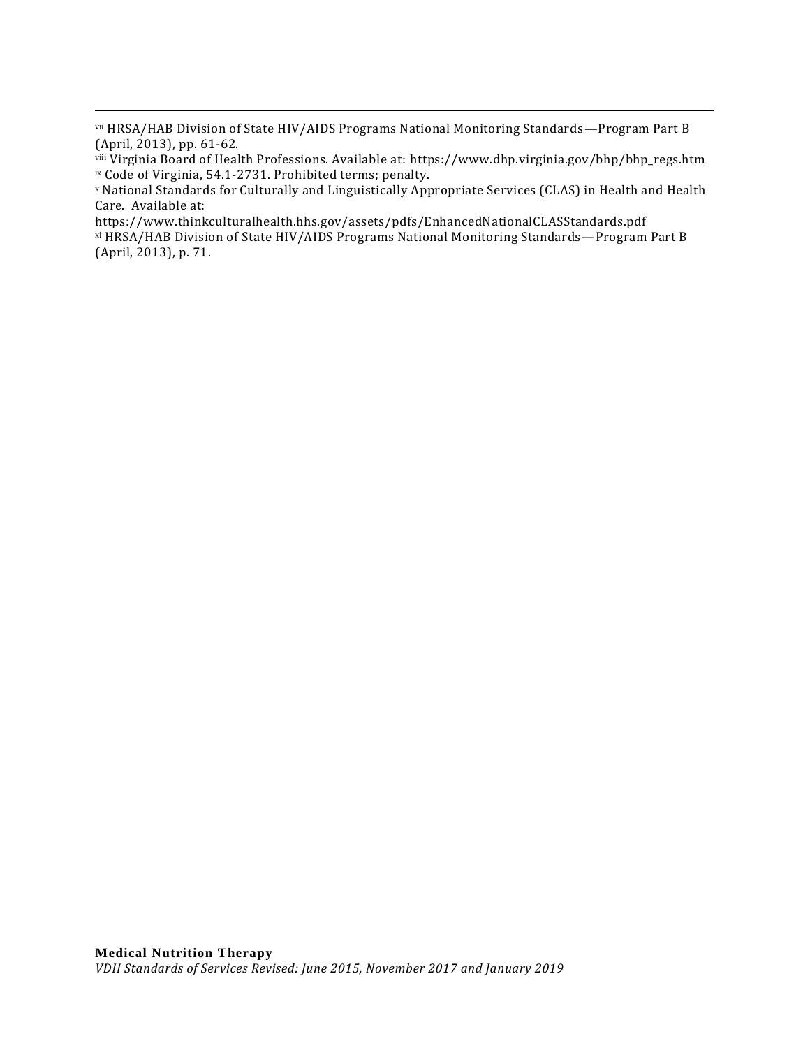---

[vii] HRSA/HAB Division of State HIV/AIDS Programs National Monitoring Standards—Program Part B (April, 2013), pp. 61-62.

[viii] Virginia Board of Health Professions. Available at: https://www.dhp.virginia.gov/bhp/bhp_regs.htm

[ix] Code of Virginia, 54.1-2731. Prohibited terms; penalty.

[x] National Standards for Culturally and Linguistically Appropriate Services (CLAS) in Health and Health Care. Available at: https://www.thinkculturalhealth.hhs.gov/assets/pdfs/EnhancedNationalCLASStandards.pdf

[xi] HRSA/HAB Division of State HIV/AIDS Programs National Monitoring Standards—Program Part B (April, 2013), p. 71.